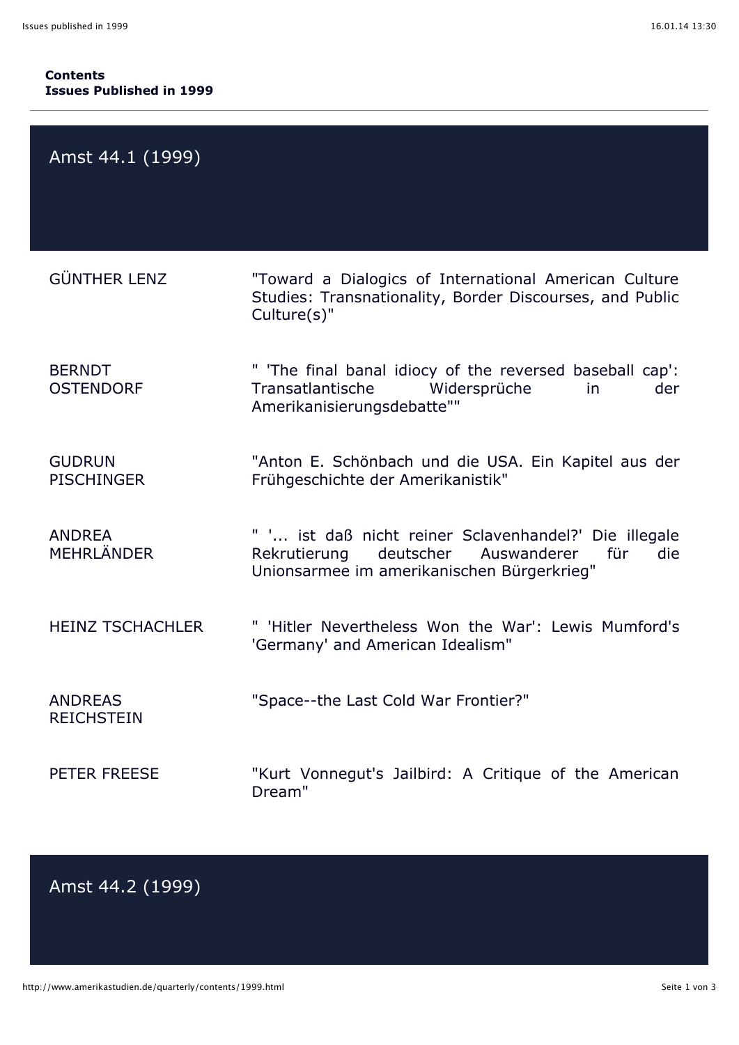**Contents**
**Issues Published in 1999**

## Amst 44.1 (1999)

| | |
|---|---|
| GÜNTHER LENZ | "Toward a Dialogics of International American Culture Studies: Transnationality, Border Discourses, and Public Culture(s)" |
| BERNDT OSTENDORF | " 'The final banal idiocy of the reversed baseball cap': Transatlantische Widersprüche in der Amerikanisierungsdebatte"" |
| GUDRUN PISCHINGER | "Anton E. Schönbach und die USA. Ein Kapitel aus der Frühgeschichte der Amerikanistik" |
| ANDREA MEHRLÄNDER | " '... ist daß nicht reiner Sclavenhandel?' Die illegale Rekrutierung deutscher Auswanderer für die Unionsarmee im amerikanischen Bürgerkrieg" |
| HEINZ TSCHACHLER | " 'Hitler Nevertheless Won the War': Lewis Mumford's 'Germany' and American Idealism" |
| ANDREAS REICHSTEIN | "Space--the Last Cold War Frontier?" |
| PETER FREESE | "Kurt Vonnegut's Jailbird: A Critique of the American Dream" |

## Amst 44.2 (1999)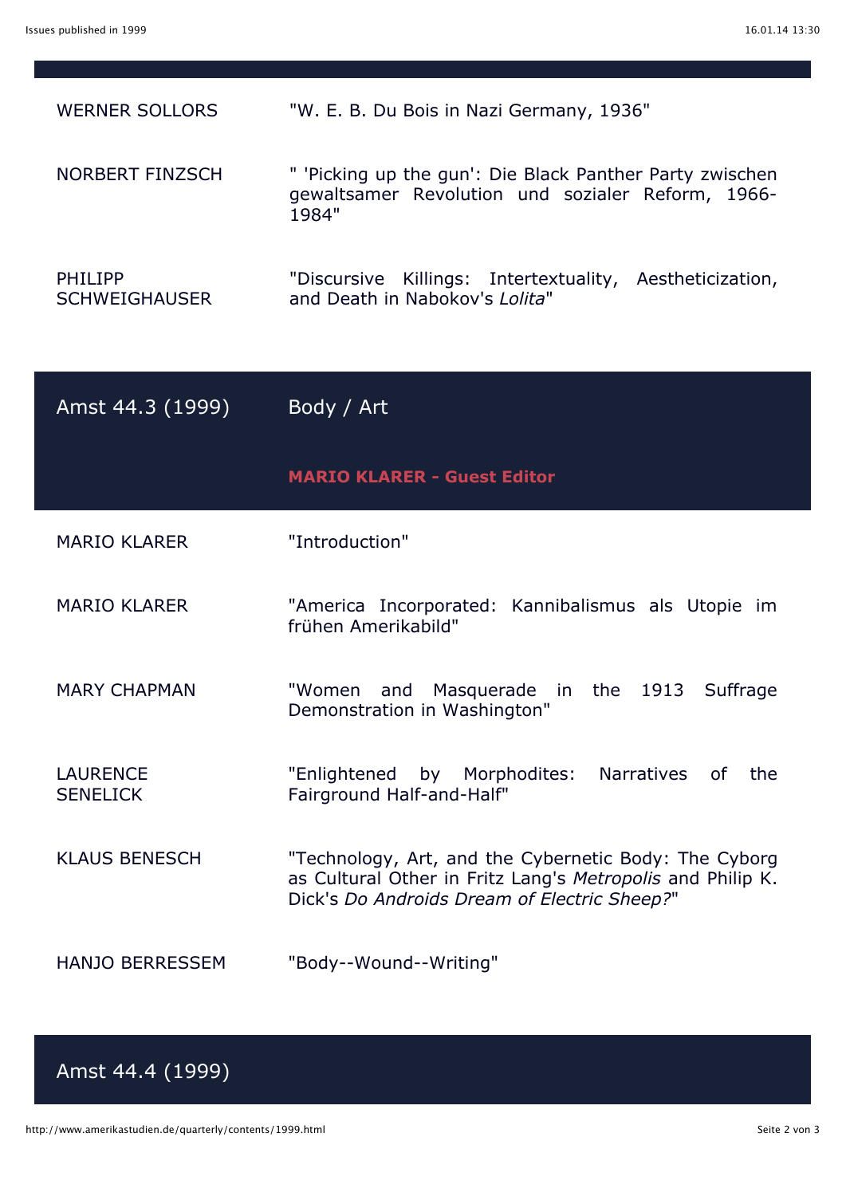| | |
|---|---|
| WERNER SOLLORS | "W. E. B. Du Bois in Nazi Germany, 1936" |
| NORBERT FINZSCH | " 'Picking up the gun': Die Black Panther Party zwischen gewaltsamer Revolution und sozialer Reform, 1966-1984" |
| PHILIPP SCHWEIGHAUSER | "Discursive Killings: Intertextuality, Aestheticization, and Death in Nabokov's *Lolita*" |

## Amst 44.3 (1999) — Body / Art

**MARIO KLARER - Guest Editor**

| | |
|---|---|
| MARIO KLARER | "Introduction" |
| MARIO KLARER | "America Incorporated: Kannibalismus als Utopie im frühen Amerikabild" |
| MARY CHAPMAN | "Women and Masquerade in the 1913 Suffrage Demonstration in Washington" |
| LAURENCE SENELICK | "Enlightened by Morphodites: Narratives of the Fairground Half-and-Half" |
| KLAUS BENESCH | "Technology, Art, and the Cybernetic Body: The Cyborg as Cultural Other in Fritz Lang's *Metropolis* and Philip K. Dick's *Do Androids Dream of Electric Sheep?*" |
| HANJO BERRESSEM | "Body--Wound--Writing" |

## Amst 44.4 (1999)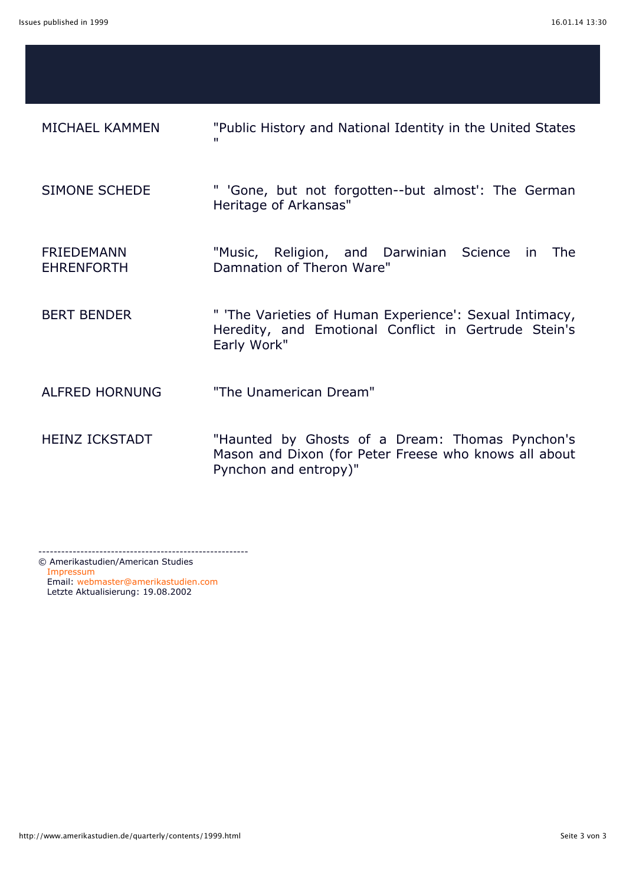| | |
|---|---|
| MICHAEL KAMMEN | "Public History and National Identity in the United States " |
| SIMONE SCHEDE | " 'Gone, but not forgotten--but almost': The German Heritage of Arkansas" |
| FRIEDEMANN EHRENFORTH | "Music, Religion, and Darwinian Science in The Damnation of Theron Ware" |
| BERT BENDER | " 'The Varieties of Human Experience': Sexual Intimacy, Heredity, and Emotional Conflict in Gertrude Stein's Early Work" |
| ALFRED HORNUNG | "The Unamerican Dream" |
| HEINZ ICKSTADT | "Haunted by Ghosts of a Dream: Thomas Pynchon's Mason and Dixon (for Peter Freese who knows all about Pynchon and entropy)" |

------------------------------------------------------

© Amerikastudien/American Studies
Impressum
Email: webmaster@amerikastudien.com
Letzte Aktualisierung: 19.08.2002